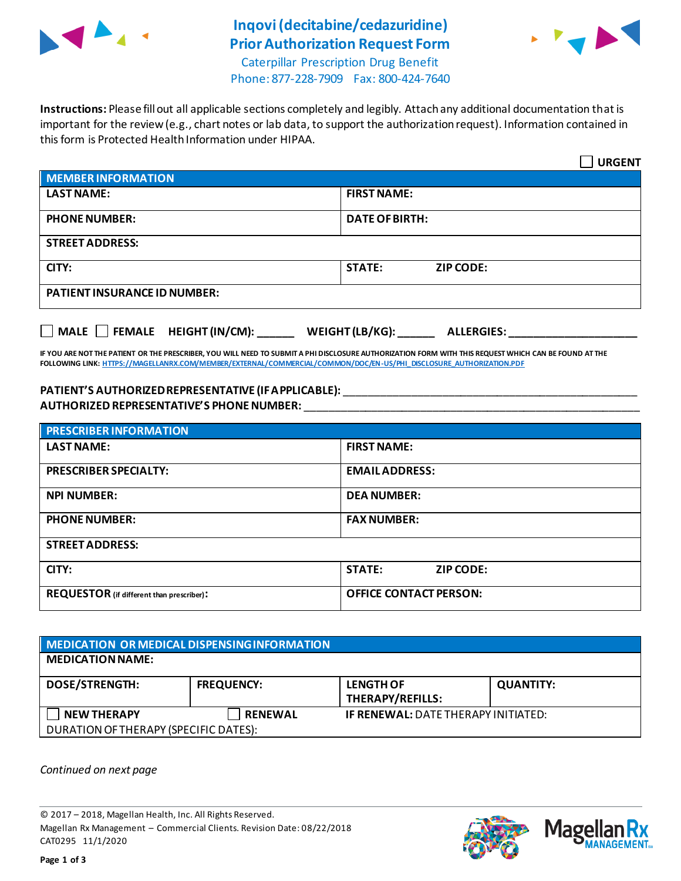# Inqovi (decitabine/cedazuridine) Prior Authorization Request Form

Caterpillar Prescription Drug Benefit
Phone: 877-228-7909 Fax: 800-424-7640

**Instructions:** Please fill out all applicable sections completely and legibly. Attach any additional documentation that is important for the review (e.g., chart notes or lab data, to support the authorization request). Information contained in this form is Protected Health Information under HIPAA.

☐ **URGENT**

| **MEMBER INFORMATION** | |
|---|---|
| **LAST NAME:** | **FIRST NAME:** |
| **PHONE NUMBER:** | **DATE OF BIRTH:** |
| **STREET ADDRESS:** | |
| **CITY:** | **STATE:** **ZIP CODE:** |
| **PATIENT INSURANCE ID NUMBER:** | |

☐ **MALE** ☐ **FEMALE** **HEIGHT (IN/CM):** ______ **WEIGHT (LB/KG):** ______ **ALLERGIES:** ____________________

**IF YOU ARE NOT THE PATIENT OR THE PRESCRIBER, YOU WILL NEED TO SUBMIT A PHI DISCLOSURE AUTHORIZATION FORM WITH THIS REQUEST WHICH CAN BE FOUND AT THE FOLLOWING LINK: HTTPS://MAGELLANRX.COM/MEMBER/EXTERNAL/COMMERCIAL/COMMON/DOC/EN-US/PHI_DISCLOSURE_AUTHORIZATION.PDF**

**PATIENT'S AUTHORIZED REPRESENTATIVE (IF APPLICABLE):** ____________________________________________
**AUTHORIZED REPRESENTATIVE'S PHONE NUMBER:** ____________________________________________

| **PRESCRIBER INFORMATION** | |
|---|---|
| **LAST NAME:** | **FIRST NAME:** |
| **PRESCRIBER SPECIALTY:** | **EMAIL ADDRESS:** |
| **NPI NUMBER:** | **DEA NUMBER:** |
| **PHONE NUMBER:** | **FAX NUMBER:** |
| **STREET ADDRESS:** | |
| **CITY:** | **STATE:** **ZIP CODE:** |
| **REQUESTOR** (if different than prescriber)**:** | **OFFICE CONTACT PERSON:** |

| **MEDICATION OR MEDICAL DISPENSING INFORMATION** | | | |
|---|---|---|---|
| **MEDICATION NAME:** | | | |
| **DOSE/STRENGTH:** | **FREQUENCY:** | **LENGTH OF THERAPY/REFILLS:** | **QUANTITY:** |
| ☐ **NEW THERAPY** | ☐ **RENEWAL** | **IF RENEWAL:** DATE THERAPY INITIATED: | |
| DURATION OF THERAPY (SPECIFIC DATES): | | | |

*Continued on next page*

© 2017 – 2018, Magellan Health, Inc. All Rights Reserved.
Magellan Rx Management – Commercial Clients. Revision Date: 08/22/2018
CAT0295 11/1/2020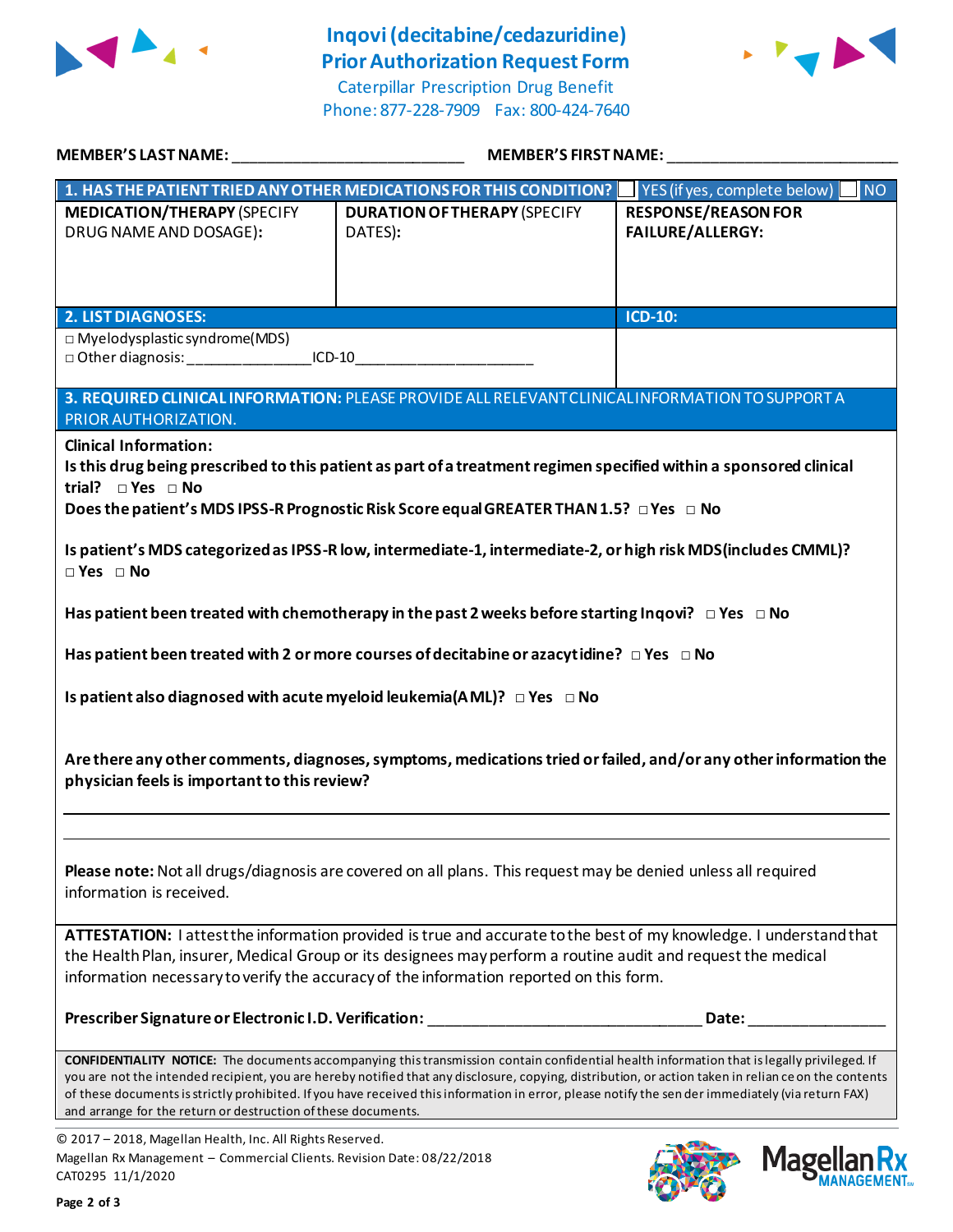# Inqovi (decitabine/cedazuridine) Prior Authorization Request Form

Caterpillar Prescription Drug Benefit
Phone: 877-228-7909 Fax: 800-424-7640

**MEMBER'S LAST NAME:** ___________________________ **MEMBER'S FIRST NAME:** ___________________________

| **1. HAS THE PATIENT TRIED ANY OTHER MEDICATIONS FOR THIS CONDITION?** | ☐ YES (if yes, complete below) | ☐ NO |
|---|---|---|
| **MEDICATION/THERAPY** (SPECIFY DRUG NAME AND DOSAGE): | **DURATION OF THERAPY** (SPECIFY DATES): | **RESPONSE/REASON FOR FAILURE/ALLERGY:** |
| | | |

| **2. LIST DIAGNOSES:** | **ICD-10:** |
|---|---|
| □ Myelodysplastic syndrome(MDS)<br>□ Other diagnosis: _______________ICD-10_____________________ | |

**3. REQUIRED CLINICAL INFORMATION:** PLEASE PROVIDE ALL RELEVANT CLINICAL INFORMATION TO SUPPORT A PRIOR AUTHORIZATION.

**Clinical Information:**

**Is this drug being prescribed to this patient as part of a treatment regimen specified within a sponsored clinical trial?** □ Yes □ No

**Does the patient's MDS IPSS-R Prognostic Risk Score equal GREATER THAN 1.5?** □ Yes □ No

**Is patient's MDS categorized as IPSS-R low, intermediate-1, intermediate-2, or high risk MDS(includes CMML)?**
□ Yes □ No

**Has patient been treated with chemotherapy in the past 2 weeks before starting Inqovi?** □ Yes □ No

**Has patient been treated with 2 or more courses of decitabine or azacytidine?** □ Yes □ No

**Is patient also diagnosed with acute myeloid leukemia(AML)?** □ Yes □ No

**Are there any other comments, diagnoses, symptoms, medications tried or failed, and/or any other information the physician feels is important to this review?**

_____________________________________________________________________________

_____________________________________________________________________________

**Please note:** Not all drugs/diagnosis are covered on all plans. This request may be denied unless all required information is received.

**ATTESTATION:** I attest the information provided is true and accurate to the best of my knowledge. I understand that the Health Plan, insurer, Medical Group or its designees may perform a routine audit and request the medical information necessary to verify the accuracy of the information reported on this form.

**Prescriber Signature or Electronic I.D. Verification:** ________________________________ **Date:** ________________

**CONFIDENTIALITY NOTICE:** The documents accompanying this transmission contain confidential health information that is legally privileged. If you are not the intended recipient, you are hereby notified that any disclosure, copying, distribution, or action taken in reliance on the contents of these documents is strictly prohibited. If you have received this information in error, please notify the sender immediately (via return FAX) and arrange for the return or destruction of these documents.

© 2017 – 2018, Magellan Health, Inc. All Rights Reserved.
Magellan Rx Management – Commercial Clients. Revision Date: 08/22/2018
CAT0295 11/1/2020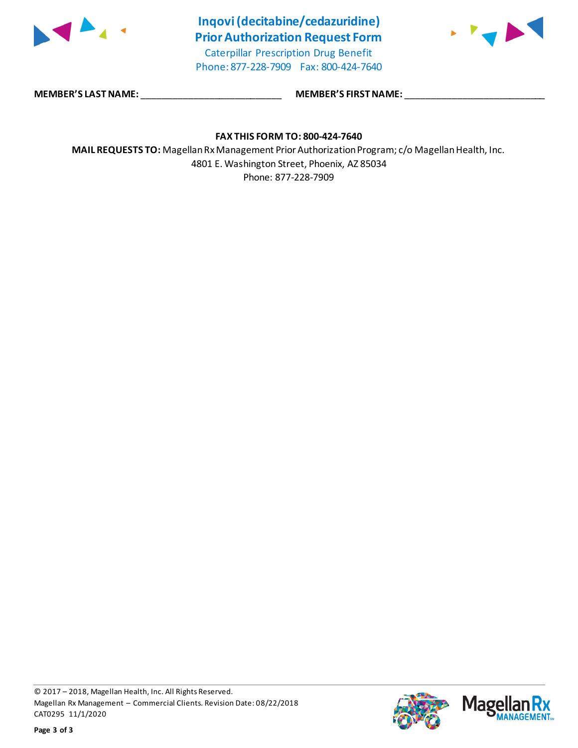MEMBER'S LAST NAME: ___________________________ MEMBER'S FIRST NAME: ___________________________

**FAX THIS FORM TO: 800-424-7640**

**MAIL REQUESTS TO:** Magellan Rx Management Prior Authorization Program; c/o Magellan Health, Inc.
4801 E. Washington Street, Phoenix, AZ 85034
Phone: 877-228-7909